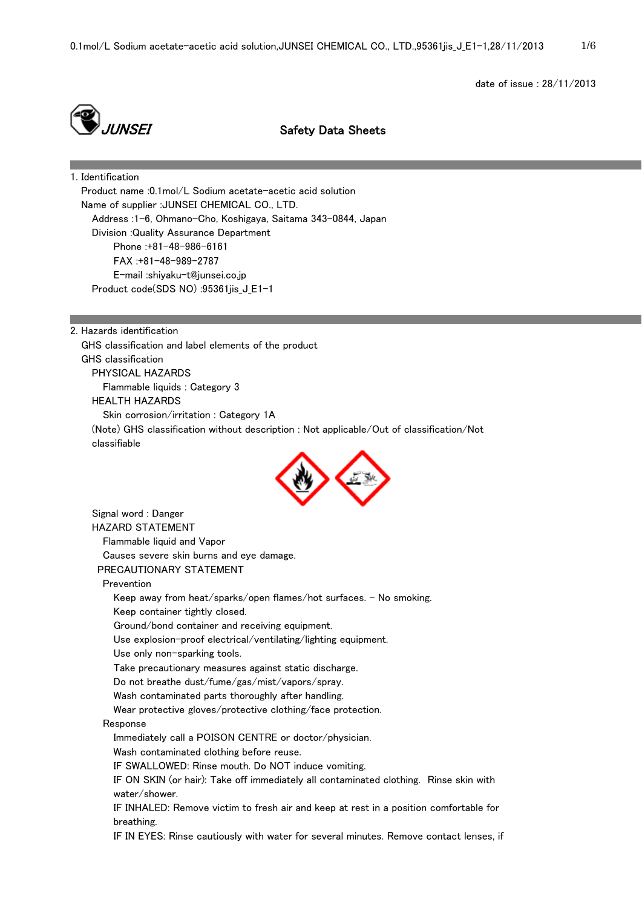date of issue : 28/11/2013

JUNSEI

# Safety Data Sheets

## 1. Identification

Product name :0.1mol/L Sodium acetate-acetic acid solution

Name of supplier :JUNSEI CHEMICAL CO., LTD.

Address :1-6, Ohmano-Cho, Koshigaya, Saitama 343-0844, Japan

Division :Quality Assurance Department

Phone :+81-48-986-6161

FAX :+81-48-989-2787

E-mail :shiyaku-t@junsei.co.jp

Product code(SDS NO) :95361jis_J_E1-1

## 2. Hazards identification

GHS classification and label elements of the product

GHS classification

PHYSICAL HAZARDS

Flammable liquids : Category 3

HEALTH HAZARDS

Skin corrosion/irritation : Category 1A

(Note) GHS classification without description : Not applicable/Out of classification/Not classifiable

Signal word : Danger

HAZARD STATEMENT

Flammable liquid and Vapor

Causes severe skin burns and eye damage.

PRECAUTIONARY STATEMENT

Prevention

- Keep away from heat/sparks/open flames/hot surfaces. - No smoking.
- Keep container tightly closed.
- Ground/bond container and receiving equipment.
- Use explosion-proof electrical/ventilating/lighting equipment.
- Use only non-sparking tools.
- Take precautionary measures against static discharge.
- Do not breathe dust/fume/gas/mist/vapors/spray.
- Wash contaminated parts thoroughly after handling.
- Wear protective gloves/protective clothing/face protection.

Response

- Immediately call a POISON CENTRE or doctor/physician.
- Wash contaminated clothing before reuse.
- IF SWALLOWED: Rinse mouth. Do NOT induce vomiting.
- IF ON SKIN (or hair): Take off immediately all contaminated clothing. Rinse skin with water/shower.
- IF INHALED: Remove victim to fresh air and keep at rest in a position comfortable for breathing.
- IF IN EYES: Rinse cautiously with water for several minutes. Remove contact lenses, if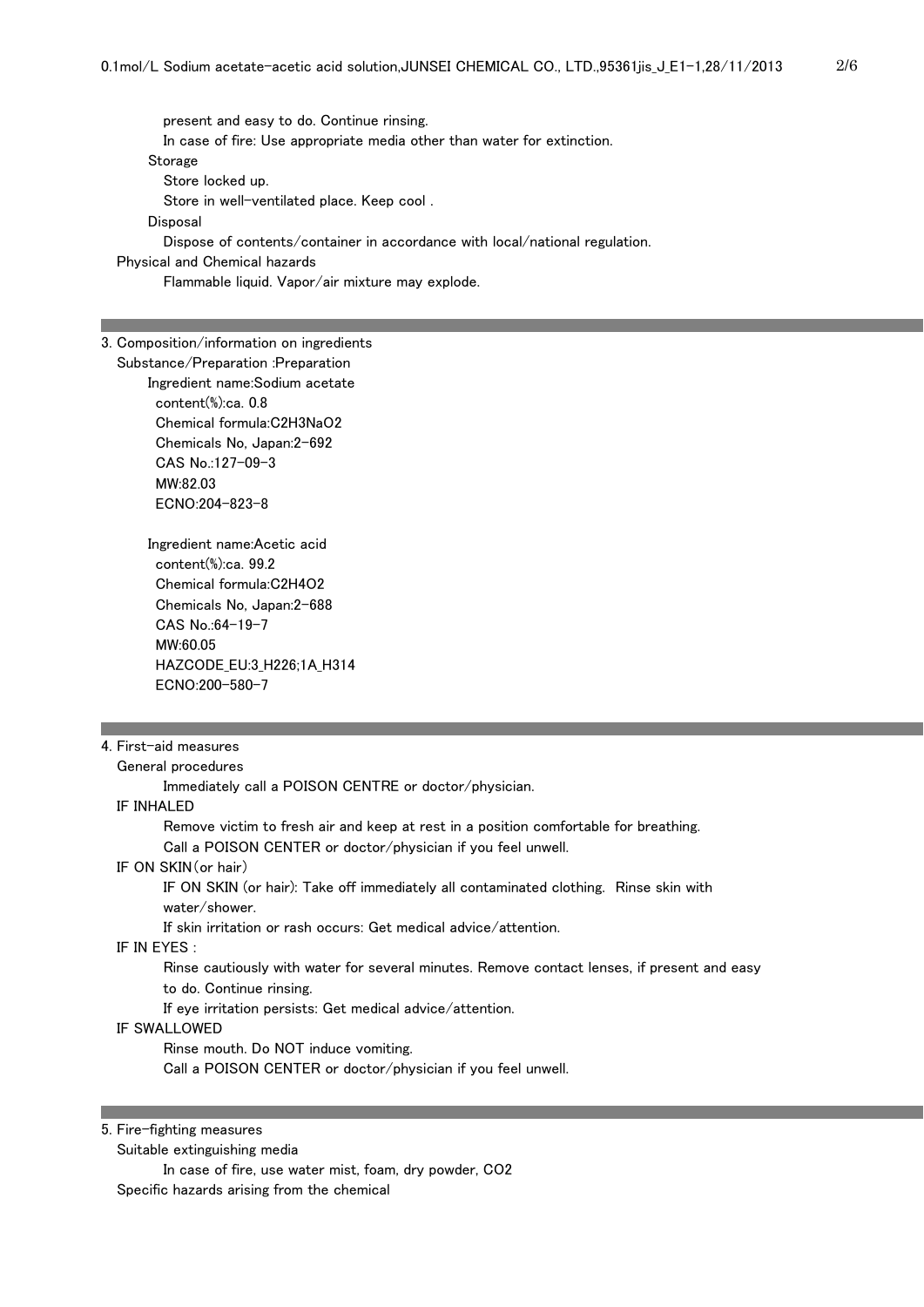present and easy to do. Continue rinsing.

In case of fire: Use appropriate media other than water for extinction.

Storage

Store locked up.

Store in well-ventilated place. Keep cool .

Disposal

Dispose of contents/container in accordance with local/national regulation.

Physical and Chemical hazards

Flammable liquid. Vapor/air mixture may explode.

## 3. Composition/information on ingredients

Substance/Preparation :Preparation

Ingredient name:Sodium acetate
- content(%):ca. 0.8
- Chemical formula:C2H3NaO2
- Chemicals No, Japan:2-692
- CAS No.:127-09-3
- MW:82.03
- ECNO:204-823-8

Ingredient name:Acetic acid
- content(%):ca. 99.2
- Chemical formula:C2H4O2
- Chemicals No, Japan:2-688
- CAS No.:64-19-7
- MW:60.05
- HAZCODE_EU:3_H226;1A_H314
- ECNO:200-580-7

## 4. First-aid measures

General procedures

Immediately call a POISON CENTRE or doctor/physician.

IF INHALED

Remove victim to fresh air and keep at rest in a position comfortable for breathing.

Call a POISON CENTER or doctor/physician if you feel unwell.

IF ON SKIN(or hair)

IF ON SKIN (or hair): Take off immediately all contaminated clothing. Rinse skin with water/shower.

If skin irritation or rash occurs: Get medical advice/attention.

IF IN EYES :

Rinse cautiously with water for several minutes. Remove contact lenses, if present and easy to do. Continue rinsing.

If eye irritation persists: Get medical advice/attention.

IF SWALLOWED

Rinse mouth. Do NOT induce vomiting.

Call a POISON CENTER or doctor/physician if you feel unwell.

## 5. Fire-fighting measures

Suitable extinguishing media

In case of fire, use water mist, foam, dry powder, CO2

Specific hazards arising from the chemical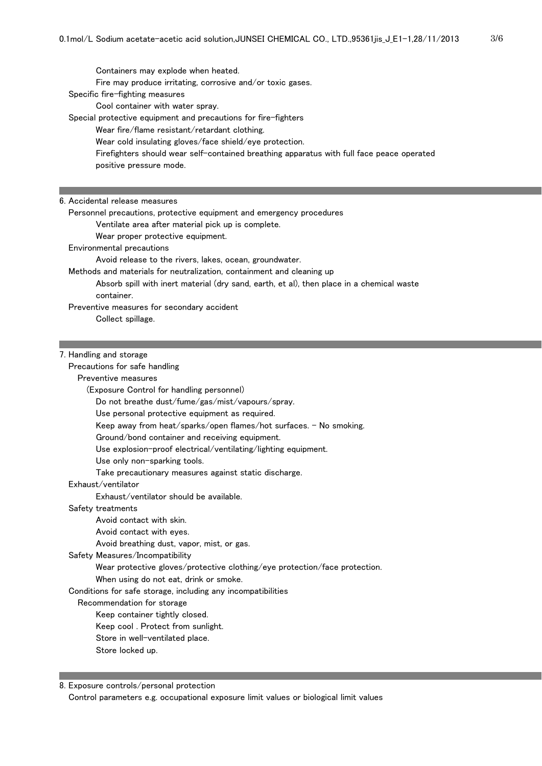Containers may explode when heated.
Fire may produce irritating, corrosive and/or toxic gases.

Specific fire-fighting measures

Cool container with water spray.

Special protective equipment and precautions for fire-fighters

Wear fire/flame resistant/retardant clothing.
Wear cold insulating gloves/face shield/eye protection.
Firefighters should wear self-contained breathing apparatus with full face peace operated positive pressure mode.

## 6. Accidental release measures

Personnel precautions, protective equipment and emergency procedures

Ventilate area after material pick up is complete.
Wear proper protective equipment.

Environmental precautions

Avoid release to the rivers, lakes, ocean, groundwater.

Methods and materials for neutralization, containment and cleaning up

Absorb spill with inert material (dry sand, earth, et al), then place in a chemical waste container.

Preventive measures for secondary accident

Collect spillage.

## 7. Handling and storage

Precautions for safe handling

Preventive measures

(Exposure Control for handling personnel)

Do not breathe dust/fume/gas/mist/vapours/spray.
Use personal protective equipment as required.
Keep away from heat/sparks/open flames/hot surfaces. - No smoking.
Ground/bond container and receiving equipment.
Use explosion-proof electrical/ventilating/lighting equipment.
Use only non-sparking tools.
Take precautionary measures against static discharge.

Exhaust/ventilator

Exhaust/ventilator should be available.

Safety treatments

Avoid contact with skin.
Avoid contact with eyes.
Avoid breathing dust, vapor, mist, or gas.

Safety Measures/Incompatibility

Wear protective gloves/protective clothing/eye protection/face protection.
When using do not eat, drink or smoke.

Conditions for safe storage, including any incompatibilities

Recommendation for storage

Keep container tightly closed.
Keep cool . Protect from sunlight.
Store in well-ventilated place.
Store locked up.

## 8. Exposure controls/personal protection

Control parameters e.g. occupational exposure limit values or biological limit values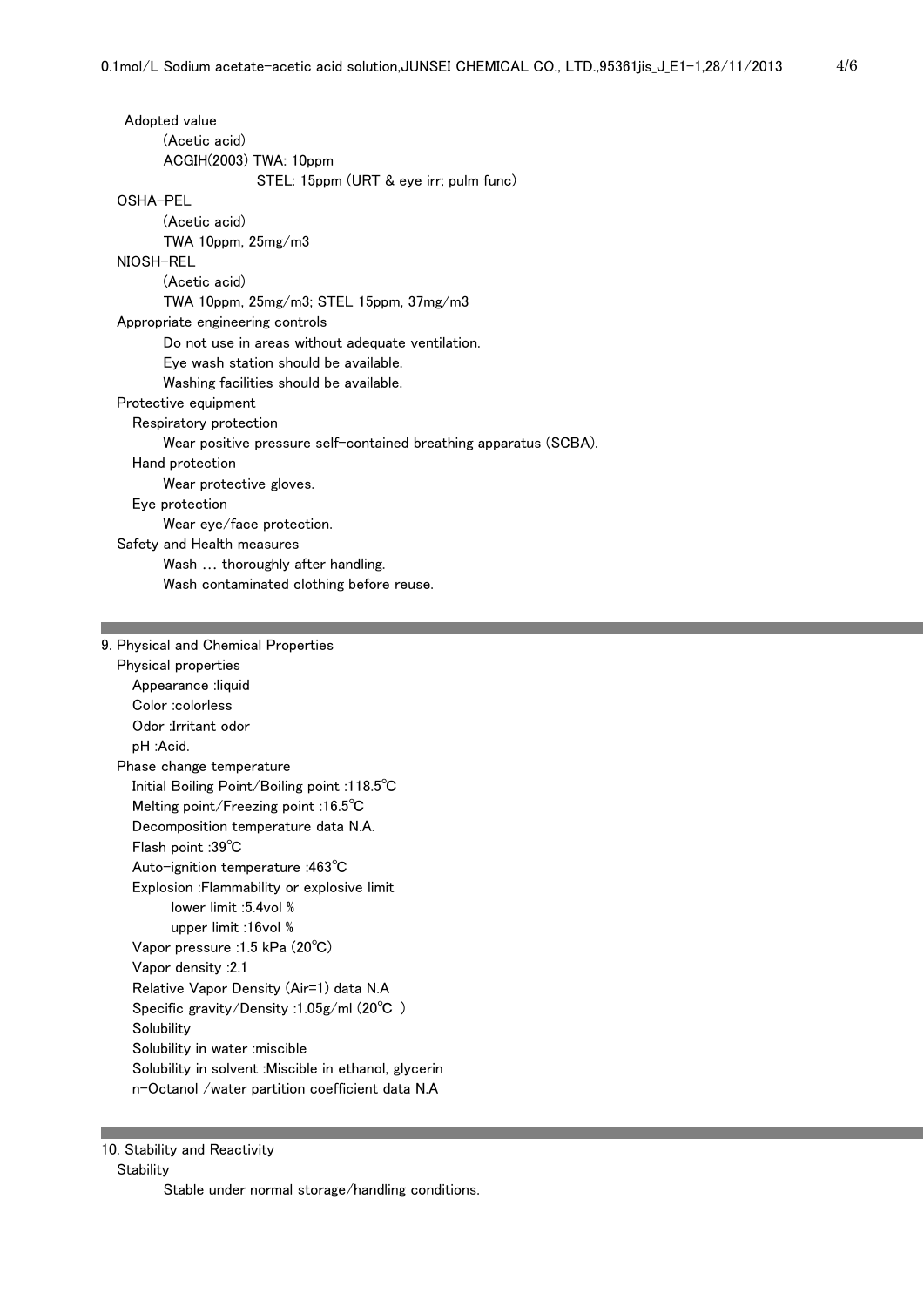Adopted value

(Acetic acid)

ACGIH(2003) TWA: 10ppm

STEL: 15ppm (URT & eye irr; pulm func)

OSHA-PEL

(Acetic acid)

TWA 10ppm, 25mg/m3

NIOSH-REL

(Acetic acid)

TWA 10ppm, 25mg/m3; STEL 15ppm, 37mg/m3

Appropriate engineering controls

Do not use in areas without adequate ventilation.

Eye wash station should be available.

Washing facilities should be available.

Protective equipment

Respiratory protection

Wear positive pressure self-contained breathing apparatus (SCBA).

Hand protection

Wear protective gloves.

Eye protection

Wear eye/face protection.

Safety and Health measures

Wash … thoroughly after handling.

Wash contaminated clothing before reuse.

## 9. Physical and Chemical Properties

Physical properties

Appearance :liquid

Color :colorless

Odor :Irritant odor

pH :Acid.

Phase change temperature

Initial Boiling Point/Boiling point :118.5℃

Melting point/Freezing point :16.5℃

Decomposition temperature data N.A.

Flash point :39℃

Auto-ignition temperature :463℃

Explosion :Flammability or explosive limit

lower limit :5.4vol %

upper limit :16vol %

Vapor pressure :1.5 kPa (20℃)

Vapor density :2.1

Relative Vapor Density (Air=1) data N.A

Specific gravity/Density :1.05g/ml (20℃ )

Solubility

Solubility in water :miscible

Solubility in solvent :Miscible in ethanol, glycerin

n-Octanol /water partition coefficient data N.A

## 10. Stability and Reactivity

Stability

Stable under normal storage/handling conditions.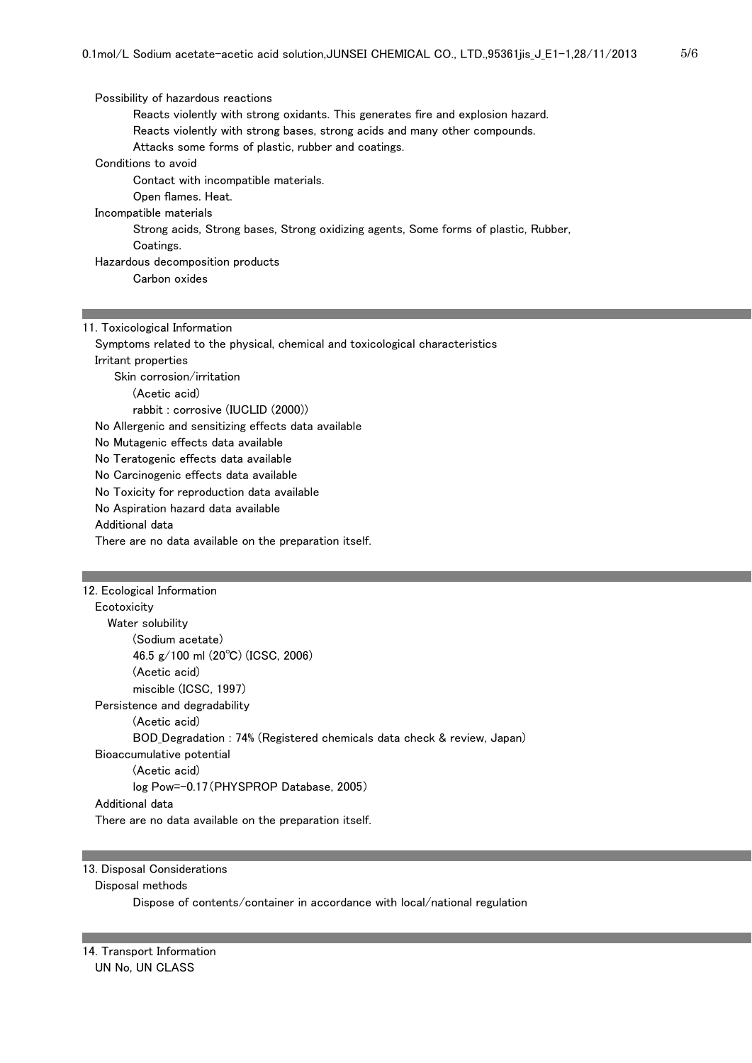Possibility of hazardous reactions

Reacts violently with strong oxidants. This generates fire and explosion hazard.
Reacts violently with strong bases, strong acids and many other compounds.
Attacks some forms of plastic, rubber and coatings.

Conditions to avoid

Contact with incompatible materials.
Open flames. Heat.

Incompatible materials

Strong acids, Strong bases, Strong oxidizing agents, Some forms of plastic, Rubber, Coatings.

Hazardous decomposition products

Carbon oxides

## 11. Toxicological Information

Symptoms related to the physical, chemical and toxicological characteristics

Irritant properties

Skin corrosion/irritation

(Acetic acid)
rabbit : corrosive (IUCLID (2000))

No Allergenic and sensitizing effects data available
No Mutagenic effects data available
No Teratogenic effects data available
No Carcinogenic effects data available
No Toxicity for reproduction data available
No Aspiration hazard data available

Additional data

There are no data available on the preparation itself.

## 12. Ecological Information

Ecotoxicity

Water solubility

(Sodium acetate)
46.5 g/100 ml (20℃) (ICSC, 2006)
(Acetic acid)
miscible (ICSC, 1997)

Persistence and degradability

(Acetic acid)
BOD_Degradation : 74% (Registered chemicals data check & review, Japan)

Bioaccumulative potential

(Acetic acid)
log Pow=-0.17 (PHYSPROP Database, 2005)

Additional data

There are no data available on the preparation itself.

## 13. Disposal Considerations

Disposal methods

Dispose of contents/container in accordance with local/national regulation

## 14. Transport Information

UN No, UN CLASS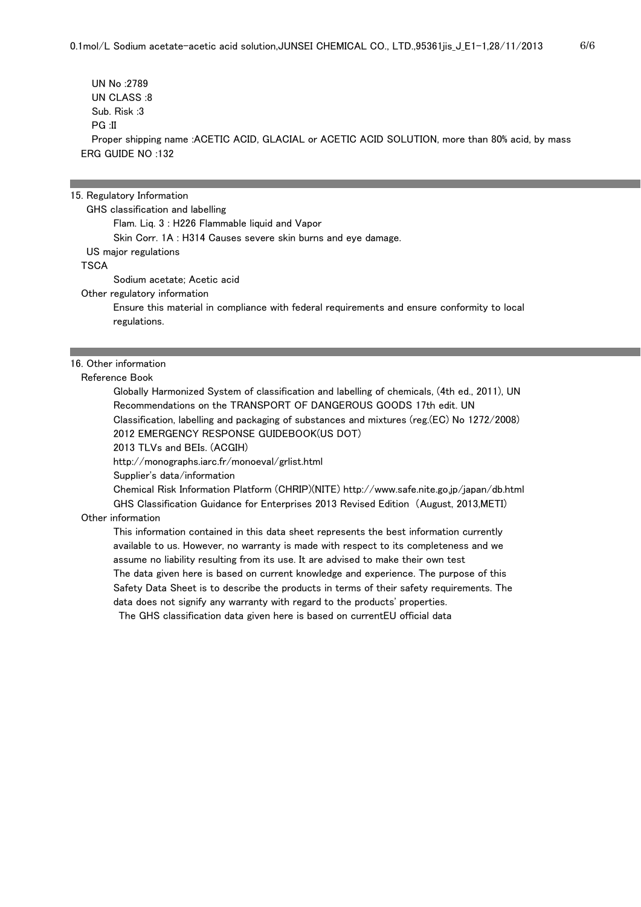UN No :2789

UN CLASS :8

Sub. Risk :3

PG :II

Proper shipping name :ACETIC ACID, GLACIAL or ACETIC ACID SOLUTION, more than 80% acid, by mass

ERG GUIDE NO :132

## 15. Regulatory Information

GHS classification and labelling

Flam. Liq. 3 : H226 Flammable liquid and Vapor

Skin Corr. 1A : H314 Causes severe skin burns and eye damage.

US major regulations

TSCA

Sodium acetate; Acetic acid

Other regulatory information

Ensure this material in compliance with federal requirements and ensure conformity to local regulations.

## 16. Other information

Reference Book

Globally Harmonized System of classification and labelling of chemicals, (4th ed., 2011), UN Recommendations on the TRANSPORT OF DANGEROUS GOODS 17th edit. UN

Classification, labelling and packaging of substances and mixtures (reg.(EC) No 1272/2008)

2012 EMERGENCY RESPONSE GUIDEBOOK(US DOT)

2013 TLVs and BEIs. (ACGIH)

http://monographs.iarc.fr/monoeval/grlist.html

Supplier's data/information

Chemical Risk Information Platform (CHRIP)(NITE) http://www.safe.nite.go.jp/japan/db.html

GHS Classification Guidance for Enterprises 2013 Revised Edition (August, 2013,METI)

Other information

This information contained in this data sheet represents the best information currently available to us. However, no warranty is made with respect to its completeness and we assume no liability resulting from its use. It are advised to make their own test

The data given here is based on current knowledge and experience. The purpose of this Safety Data Sheet is to describe the products in terms of their safety requirements. The data does not signify any warranty with regard to the products' properties.

The GHS classification data given here is based on currentEU official data